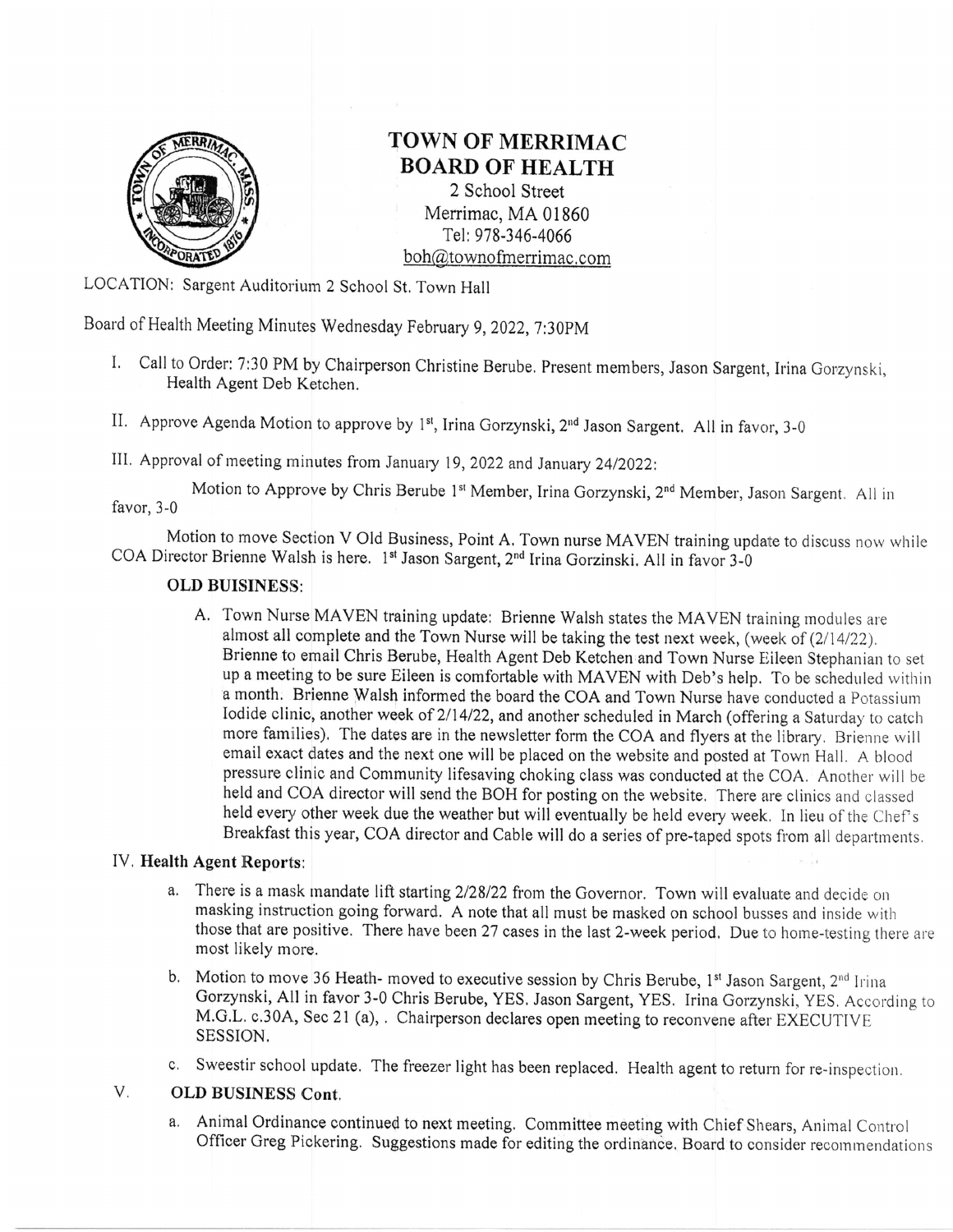# TOWN OF MERRIMAC
## BOARD OF HEALTH

2 School Street
Merrimac, MA 01860
Tel: 978-346-4066
boh@townofmerrimac.com

LOCATION: Sargent Auditorium 2 School St. Town Hall

Board of Health Meeting Minutes Wednesday February 9, 2022, 7:30PM

I. Call to Order: 7:30 PM by Chairperson Christine Berube. Present members, Jason Sargent, Irina Gorzynski, Health Agent Deb Ketchen.

II. Approve Agenda Motion to approve by 1st, Irina Gorzynski, 2nd Jason Sargent. All in favor, 3-0

III. Approval of meeting minutes from January 19, 2022 and January 24/2022:

Motion to Approve by Chris Berube 1st Member, Irina Gorzynski, 2nd Member, Jason Sargent. All in favor, 3-0

Motion to move Section V Old Business, Point A. Town nurse MAVEN training update to discuss now while COA Director Brienne Walsh is here. 1st Jason Sargent, 2nd Irina Gorzinski. All in favor 3-0

**OLD BUISINESS:**

A. Town Nurse MAVEN training update: Brienne Walsh states the MAVEN training modules are almost all complete and the Town Nurse will be taking the test next week, (week of (2/14/22). Brienne to email Chris Berube, Health Agent Deb Ketchen and Town Nurse Eileen Stephanian to set up a meeting to be sure Eileen is comfortable with MAVEN with Deb's help. To be scheduled within a month. Brienne Walsh informed the board the COA and Town Nurse have conducted a Potassium Iodide clinic, another week of 2/14/22, and another scheduled in March (offering a Saturday to catch more families). The dates are in the newsletter form the COA and flyers at the library. Brienne will email exact dates and the next one will be placed on the website and posted at Town Hall. A blood pressure clinic and Community lifesaving choking class was conducted at the COA. Another will be held and COA director will send the BOH for posting on the website. There are clinics and classed held every other week due the weather but will eventually be held every week. In lieu of the Chef's Breakfast this year, COA director and Cable will do a series of pre-taped spots from all departments.

IV. **Health Agent Reports:**

a. There is a mask mandate lift starting 2/28/22 from the Governor. Town will evaluate and decide on masking instruction going forward. A note that all must be masked on school busses and inside with those that are positive. There have been 27 cases in the last 2-week period. Due to home-testing there are most likely more.

b. Motion to move 36 Heath- moved to executive session by Chris Berube, 1st Jason Sargent, 2nd Irina Gorzynski, All in favor 3-0 Chris Berube, YES. Jason Sargent, YES. Irina Gorzynski, YES. According to M.G.L. c.30A, Sec 21 (a), . Chairperson declares open meeting to reconvene after EXECUTIVE SESSION.

c. Sweestir school update. The freezer light has been replaced. Health agent to return for re-inspection.

V. **OLD BUSINESS Cont.**

a. Animal Ordinance continued to next meeting. Committee meeting with Chief Shears, Animal Control Officer Greg Pickering. Suggestions made for editing the ordinance. Board to consider recommendations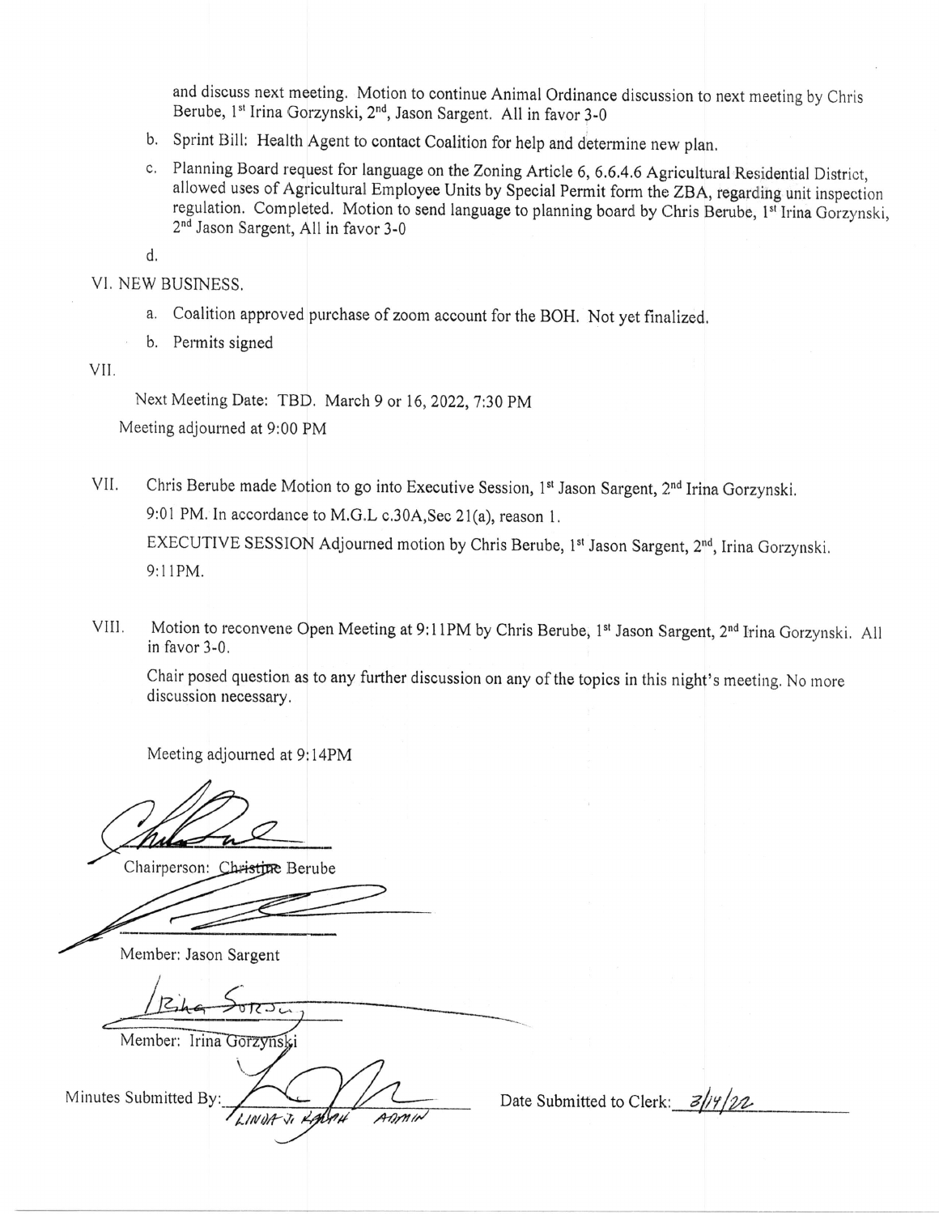and discuss next meeting. Motion to continue Animal Ordinance discussion to next meeting by Chris Berube, 1st Irina Gorzynski, 2nd, Jason Sargent. All in favor 3-0

b. Sprint Bill: Health Agent to contact Coalition for help and determine new plan.

c. Planning Board request for language on the Zoning Article 6, 6.6.4.6 Agricultural Residential District, allowed uses of Agricultural Employee Units by Special Permit form the ZBA, regarding unit inspection regulation. Completed. Motion to send language to planning board by Chris Berube, 1st Irina Gorzynski, 2nd Jason Sargent, All in favor 3-0

d.

VI. NEW BUSINESS.

a. Coalition approved purchase of zoom account for the BOH. Not yet finalized.

b. Permits signed

VII.

Next Meeting Date: TBD. March 9 or 16, 2022, 7:30 PM

Meeting adjourned at 9:00 PM

VII. Chris Berube made Motion to go into Executive Session, 1st Jason Sargent, 2nd Irina Gorzynski.

9:01 PM. In accordance to M.G.L c.30A,Sec 21(a), reason 1.

EXECUTIVE SESSION Adjourned motion by Chris Berube, 1st Jason Sargent, 2nd, Irina Gorzynski.

9:11PM.

VIII. Motion to reconvene Open Meeting at 9:11PM by Chris Berube, 1st Jason Sargent, 2nd Irina Gorzynski. All in favor 3-0.

Chair posed question as to any further discussion on any of the topics in this night's meeting. No more discussion necessary.

Meeting adjourned at 9:14PM

Chairperson: ~~Christine~~ Berube

Member: Jason Sargent

Member: Irina Gorzynski

Minutes Submitted By: LINDA J. RALPH ADMIN

Date Submitted to Clerk: 3/14/22